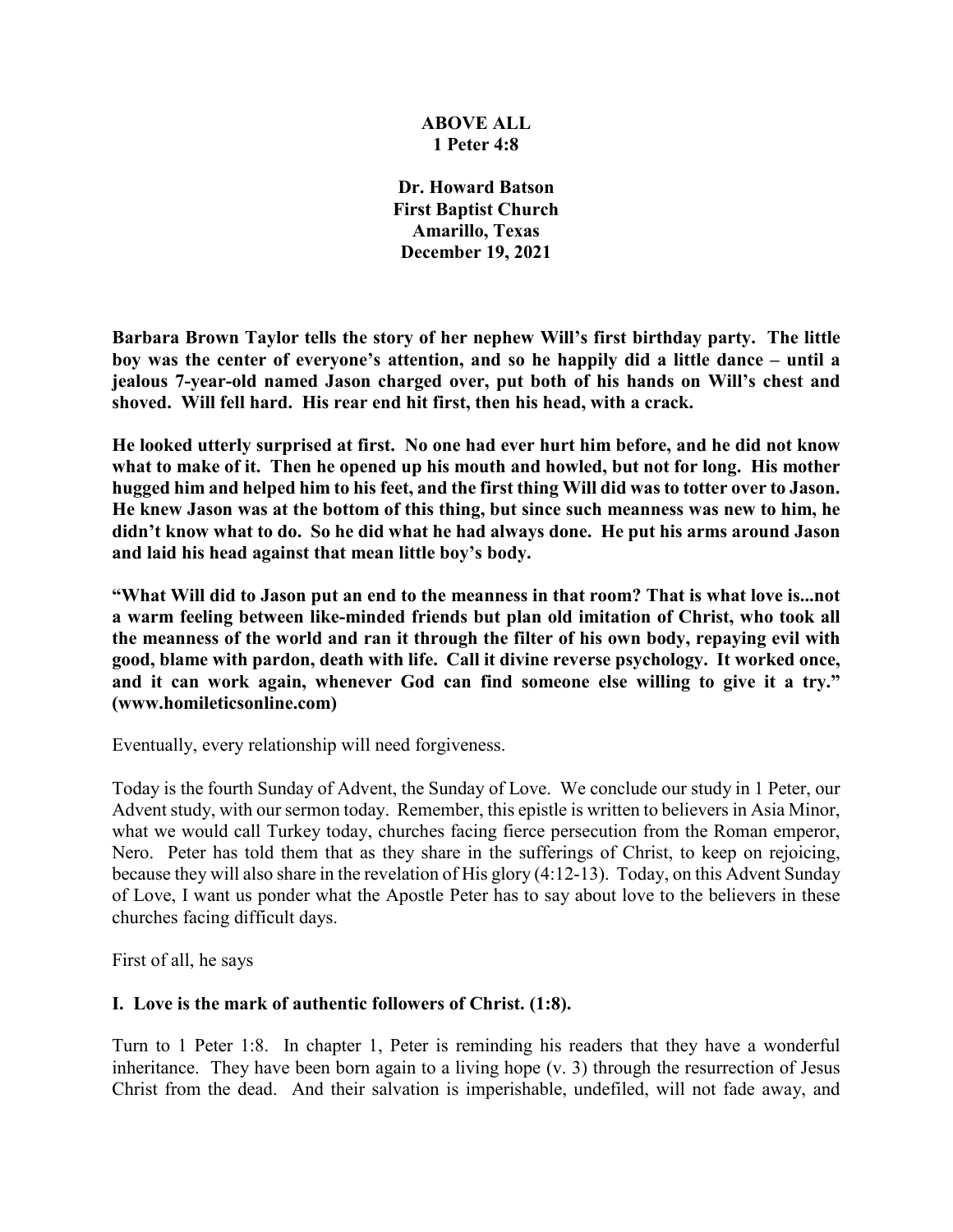**ABOVE ALL**
**1 Peter 4:8**

**Dr. Howard Batson**
**First Baptist Church**
**Amarillo, Texas**
**December 19, 2021**

**Barbara Brown Taylor tells the story of her nephew Will's first birthday party. The little boy was the center of everyone's attention, and so he happily did a little dance – until a jealous 7-year-old named Jason charged over, put both of his hands on Will's chest and shoved. Will fell hard. His rear end hit first, then his head, with a crack.**

**He looked utterly surprised at first. No one had ever hurt him before, and he did not know what to make of it. Then he opened up his mouth and howled, but not for long. His mother hugged him and helped him to his feet, and the first thing Will did was to totter over to Jason. He knew Jason was at the bottom of this thing, but since such meanness was new to him, he didn't know what to do. So he did what he had always done. He put his arms around Jason and laid his head against that mean little boy's body.**

**"What Will did to Jason put an end to the meanness in that room? That is what love is...not a warm feeling between like-minded friends but plan old imitation of Christ, who took all the meanness of the world and ran it through the filter of his own body, repaying evil with good, blame with pardon, death with life. Call it divine reverse psychology. It worked once, and it can work again, whenever God can find someone else willing to give it a try." (www.homileticsonline.com)**

Eventually, every relationship will need forgiveness.

Today is the fourth Sunday of Advent, the Sunday of Love. We conclude our study in 1 Peter, our Advent study, with our sermon today. Remember, this epistle is written to believers in Asia Minor, what we would call Turkey today, churches facing fierce persecution from the Roman emperor, Nero. Peter has told them that as they share in the sufferings of Christ, to keep on rejoicing, because they will also share in the revelation of His glory (4:12-13). Today, on this Advent Sunday of Love, I want us ponder what the Apostle Peter has to say about love to the believers in these churches facing difficult days.

First of all, he says

**I. Love is the mark of authentic followers of Christ. (1:8).**

Turn to 1 Peter 1:8. In chapter 1, Peter is reminding his readers that they have a wonderful inheritance. They have been born again to a living hope (v. 3) through the resurrection of Jesus Christ from the dead. And their salvation is imperishable, undefiled, will not fade away, and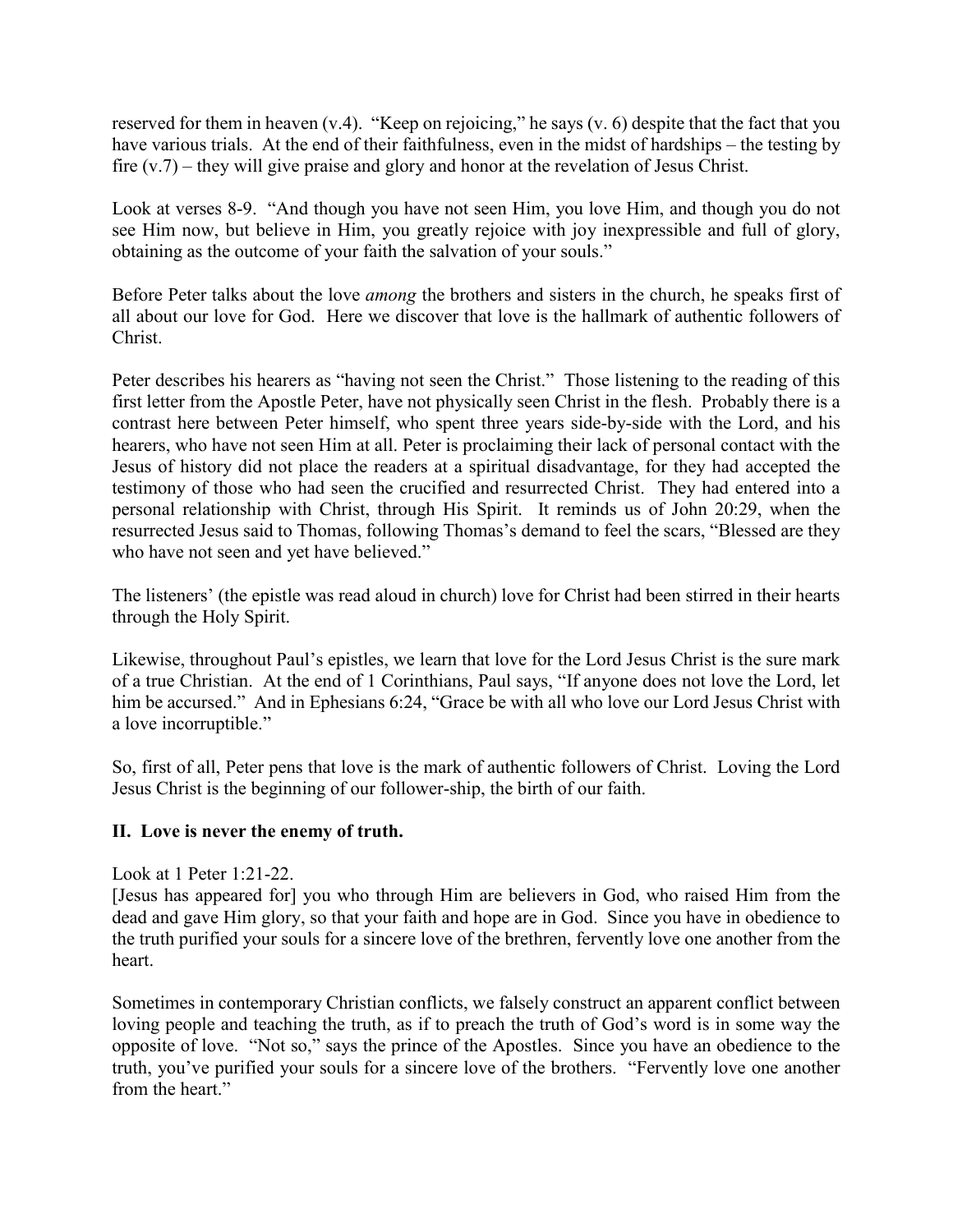reserved for them in heaven (v.4). "Keep on rejoicing," he says (v. 6) despite that the fact that you have various trials. At the end of their faithfulness, even in the midst of hardships – the testing by fire (v.7) – they will give praise and glory and honor at the revelation of Jesus Christ.

Look at verses 8-9. "And though you have not seen Him, you love Him, and though you do not see Him now, but believe in Him, you greatly rejoice with joy inexpressible and full of glory, obtaining as the outcome of your faith the salvation of your souls."

Before Peter talks about the love *among* the brothers and sisters in the church, he speaks first of all about our love for God. Here we discover that love is the hallmark of authentic followers of Christ.

Peter describes his hearers as "having not seen the Christ." Those listening to the reading of this first letter from the Apostle Peter, have not physically seen Christ in the flesh. Probably there is a contrast here between Peter himself, who spent three years side-by-side with the Lord, and his hearers, who have not seen Him at all. Peter is proclaiming their lack of personal contact with the Jesus of history did not place the readers at a spiritual disadvantage, for they had accepted the testimony of those who had seen the crucified and resurrected Christ. They had entered into a personal relationship with Christ, through His Spirit. It reminds us of John 20:29, when the resurrected Jesus said to Thomas, following Thomas's demand to feel the scars, "Blessed are they who have not seen and yet have believed."

The listeners' (the epistle was read aloud in church) love for Christ had been stirred in their hearts through the Holy Spirit.

Likewise, throughout Paul's epistles, we learn that love for the Lord Jesus Christ is the sure mark of a true Christian. At the end of 1 Corinthians, Paul says, "If anyone does not love the Lord, let him be accursed." And in Ephesians 6:24, "Grace be with all who love our Lord Jesus Christ with a love incorruptible."

So, first of all, Peter pens that love is the mark of authentic followers of Christ. Loving the Lord Jesus Christ is the beginning of our follower-ship, the birth of our faith.

## II. Love is never the enemy of truth.

Look at 1 Peter 1:21-22.
[Jesus has appeared for] you who through Him are believers in God, who raised Him from the dead and gave Him glory, so that your faith and hope are in God. Since you have in obedience to the truth purified your souls for a sincere love of the brethren, fervently love one another from the heart.

Sometimes in contemporary Christian conflicts, we falsely construct an apparent conflict between loving people and teaching the truth, as if to preach the truth of God's word is in some way the opposite of love. "Not so," says the prince of the Apostles. Since you have an obedience to the truth, you've purified your souls for a sincere love of the brothers. "Fervently love one another from the heart."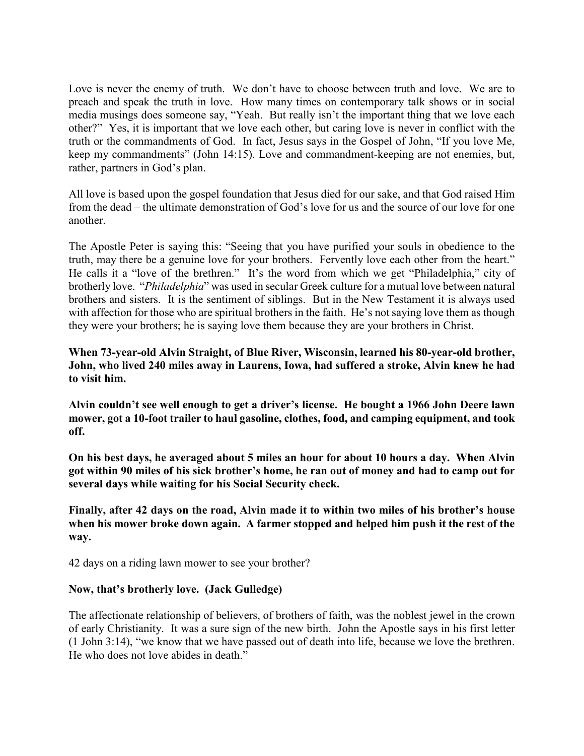Love is never the enemy of truth. We don't have to choose between truth and love. We are to preach and speak the truth in love. How many times on contemporary talk shows or in social media musings does someone say, "Yeah. But really isn't the important thing that we love each other?" Yes, it is important that we love each other, but caring love is never in conflict with the truth or the commandments of God. In fact, Jesus says in the Gospel of John, "If you love Me, keep my commandments" (John 14:15). Love and commandment-keeping are not enemies, but, rather, partners in God's plan.

All love is based upon the gospel foundation that Jesus died for our sake, and that God raised Him from the dead – the ultimate demonstration of God's love for us and the source of our love for one another.

The Apostle Peter is saying this: "Seeing that you have purified your souls in obedience to the truth, may there be a genuine love for your brothers. Fervently love each other from the heart." He calls it a "love of the brethren." It's the word from which we get "Philadelphia," city of brotherly love. "*Philadelphia*" was used in secular Greek culture for a mutual love between natural brothers and sisters. It is the sentiment of siblings. But in the New Testament it is always used with affection for those who are spiritual brothers in the faith. He's not saying love them as though they were your brothers; he is saying love them because they are your brothers in Christ.

**When 73-year-old Alvin Straight, of Blue River, Wisconsin, learned his 80-year-old brother, John, who lived 240 miles away in Laurens, Iowa, had suffered a stroke, Alvin knew he had to visit him.**

**Alvin couldn't see well enough to get a driver's license. He bought a 1966 John Deere lawn mower, got a 10-foot trailer to haul gasoline, clothes, food, and camping equipment, and took off.**

**On his best days, he averaged about 5 miles an hour for about 10 hours a day. When Alvin got within 90 miles of his sick brother's home, he ran out of money and had to camp out for several days while waiting for his Social Security check.**

**Finally, after 42 days on the road, Alvin made it to within two miles of his brother's house when his mower broke down again. A farmer stopped and helped him push it the rest of the way.**

42 days on a riding lawn mower to see your brother?

**Now, that's brotherly love. (Jack Gulledge)**

The affectionate relationship of believers, of brothers of faith, was the noblest jewel in the crown of early Christianity. It was a sure sign of the new birth. John the Apostle says in his first letter (1 John 3:14), "we know that we have passed out of death into life, because we love the brethren. He who does not love abides in death."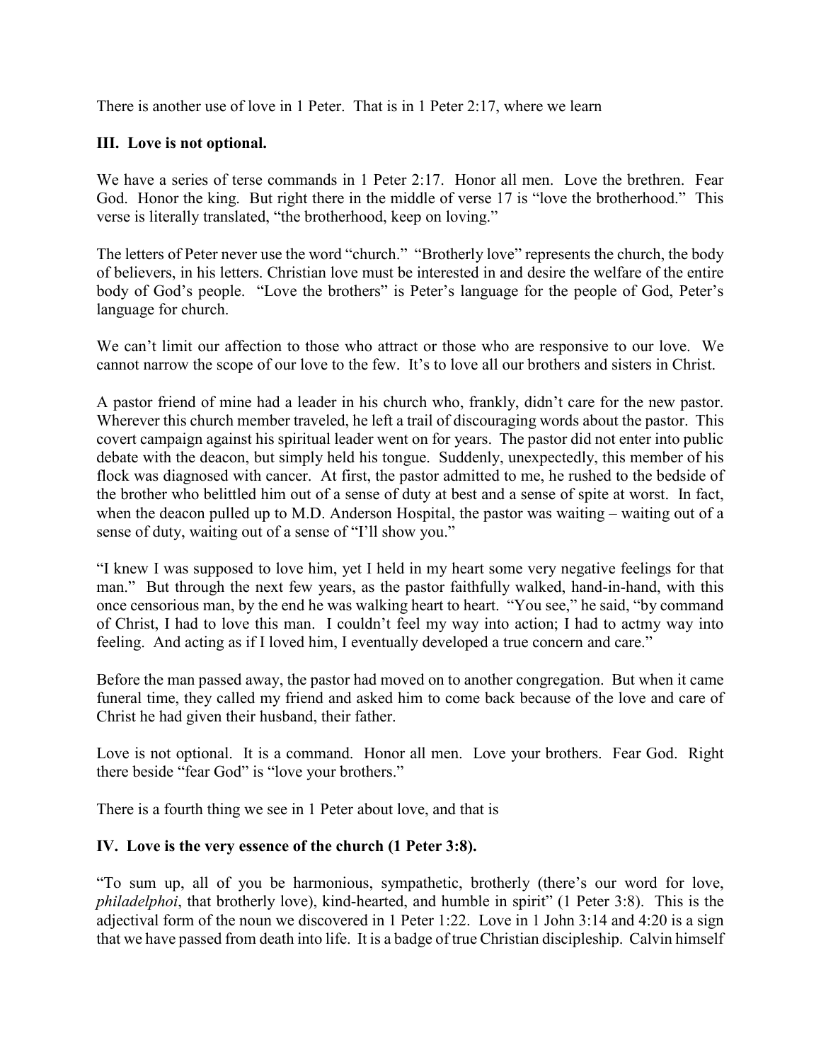There is another use of love in 1 Peter. That is in 1 Peter 2:17, where we learn

**III. Love is not optional.**

We have a series of terse commands in 1 Peter 2:17. Honor all men. Love the brethren. Fear God. Honor the king. But right there in the middle of verse 17 is "love the brotherhood." This verse is literally translated, "the brotherhood, keep on loving."

The letters of Peter never use the word "church." "Brotherly love" represents the church, the body of believers, in his letters. Christian love must be interested in and desire the welfare of the entire body of God's people. "Love the brothers" is Peter's language for the people of God, Peter's language for church.

We can't limit our affection to those who attract or those who are responsive to our love. We cannot narrow the scope of our love to the few. It's to love all our brothers and sisters in Christ.

A pastor friend of mine had a leader in his church who, frankly, didn't care for the new pastor. Wherever this church member traveled, he left a trail of discouraging words about the pastor. This covert campaign against his spiritual leader went on for years. The pastor did not enter into public debate with the deacon, but simply held his tongue. Suddenly, unexpectedly, this member of his flock was diagnosed with cancer. At first, the pastor admitted to me, he rushed to the bedside of the brother who belittled him out of a sense of duty at best and a sense of spite at worst. In fact, when the deacon pulled up to M.D. Anderson Hospital, the pastor was waiting – waiting out of a sense of duty, waiting out of a sense of "I'll show you."

"I knew I was supposed to love him, yet I held in my heart some very negative feelings for that man." But through the next few years, as the pastor faithfully walked, hand-in-hand, with this once censorious man, by the end he was walking heart to heart. "You see," he said, "by command of Christ, I had to love this man. I couldn't feel my way into action; I had to actmy way into feeling. And acting as if I loved him, I eventually developed a true concern and care."

Before the man passed away, the pastor had moved on to another congregation. But when it came funeral time, they called my friend and asked him to come back because of the love and care of Christ he had given their husband, their father.

Love is not optional. It is a command. Honor all men. Love your brothers. Fear God. Right there beside "fear God" is "love your brothers."

There is a fourth thing we see in 1 Peter about love, and that is

**IV. Love is the very essence of the church (1 Peter 3:8).**

"To sum up, all of you be harmonious, sympathetic, brotherly (there's our word for love, *philadelphoi*, that brotherly love), kind-hearted, and humble in spirit" (1 Peter 3:8). This is the adjectival form of the noun we discovered in 1 Peter 1:22. Love in 1 John 3:14 and 4:20 is a sign that we have passed from death into life. It is a badge of true Christian discipleship. Calvin himself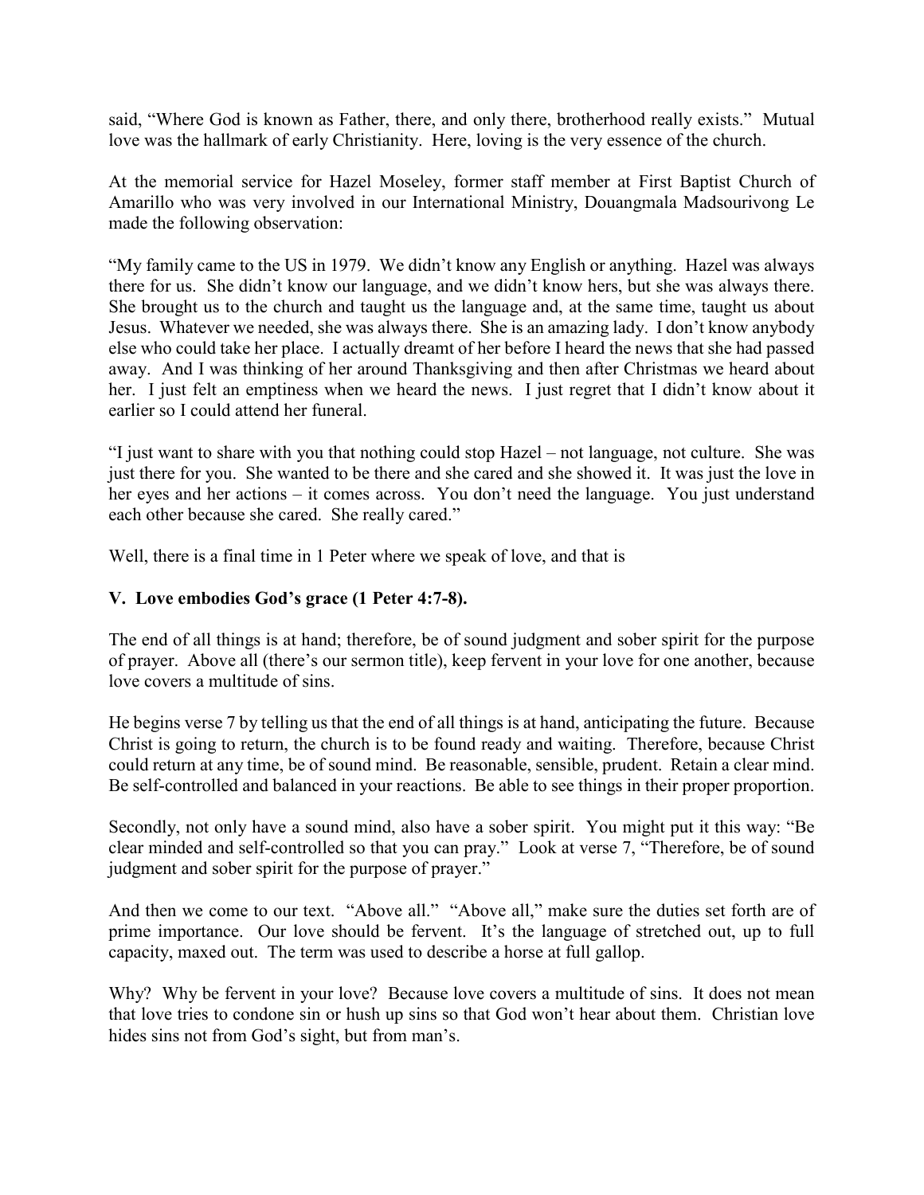said, "Where God is known as Father, there, and only there, brotherhood really exists." Mutual love was the hallmark of early Christianity. Here, loving is the very essence of the church.

At the memorial service for Hazel Moseley, former staff member at First Baptist Church of Amarillo who was very involved in our International Ministry, Douangmala Madsourivong Le made the following observation:

"My family came to the US in 1979. We didn't know any English or anything. Hazel was always there for us. She didn't know our language, and we didn't know hers, but she was always there. She brought us to the church and taught us the language and, at the same time, taught us about Jesus. Whatever we needed, she was always there. She is an amazing lady. I don't know anybody else who could take her place. I actually dreamt of her before I heard the news that she had passed away. And I was thinking of her around Thanksgiving and then after Christmas we heard about her. I just felt an emptiness when we heard the news. I just regret that I didn't know about it earlier so I could attend her funeral.

"I just want to share with you that nothing could stop Hazel – not language, not culture. She was just there for you. She wanted to be there and she cared and she showed it. It was just the love in her eyes and her actions – it comes across. You don't need the language. You just understand each other because she cared. She really cared."

Well, there is a final time in 1 Peter where we speak of love, and that is

**V. Love embodies God's grace (1 Peter 4:7-8).**

The end of all things is at hand; therefore, be of sound judgment and sober spirit for the purpose of prayer. Above all (there's our sermon title), keep fervent in your love for one another, because love covers a multitude of sins.

He begins verse 7 by telling us that the end of all things is at hand, anticipating the future. Because Christ is going to return, the church is to be found ready and waiting. Therefore, because Christ could return at any time, be of sound mind. Be reasonable, sensible, prudent. Retain a clear mind. Be self-controlled and balanced in your reactions. Be able to see things in their proper proportion.

Secondly, not only have a sound mind, also have a sober spirit. You might put it this way: "Be clear minded and self-controlled so that you can pray." Look at verse 7, "Therefore, be of sound judgment and sober spirit for the purpose of prayer."

And then we come to our text. "Above all." "Above all," make sure the duties set forth are of prime importance. Our love should be fervent. It's the language of stretched out, up to full capacity, maxed out. The term was used to describe a horse at full gallop.

Why? Why be fervent in your love? Because love covers a multitude of sins. It does not mean that love tries to condone sin or hush up sins so that God won't hear about them. Christian love hides sins not from God's sight, but from man's.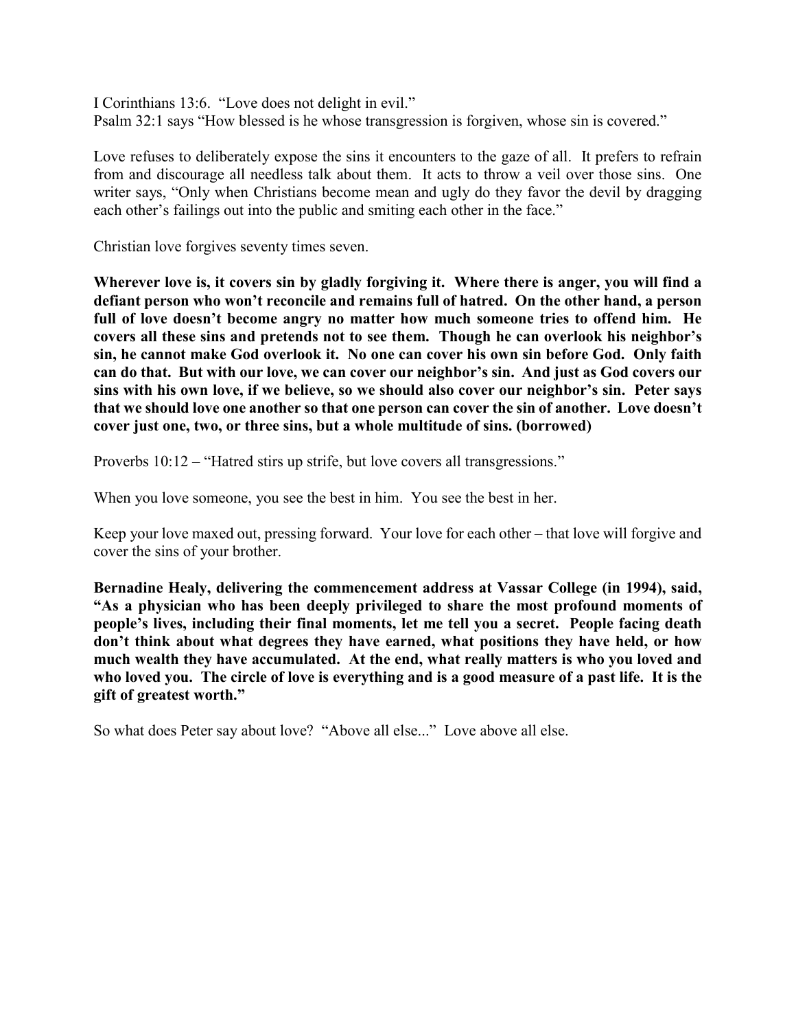I Corinthians 13:6. "Love does not delight in evil."
Psalm 32:1 says "How blessed is he whose transgression is forgiven, whose sin is covered."

Love refuses to deliberately expose the sins it encounters to the gaze of all. It prefers to refrain from and discourage all needless talk about them. It acts to throw a veil over those sins. One writer says, "Only when Christians become mean and ugly do they favor the devil by dragging each other's failings out into the public and smiting each other in the face."

Christian love forgives seventy times seven.

**Wherever love is, it covers sin by gladly forgiving it. Where there is anger, you will find a defiant person who won't reconcile and remains full of hatred. On the other hand, a person full of love doesn't become angry no matter how much someone tries to offend him. He covers all these sins and pretends not to see them. Though he can overlook his neighbor's sin, he cannot make God overlook it. No one can cover his own sin before God. Only faith can do that. But with our love, we can cover our neighbor's sin. And just as God covers our sins with his own love, if we believe, so we should also cover our neighbor's sin. Peter says that we should love one another so that one person can cover the sin of another. Love doesn't cover just one, two, or three sins, but a whole multitude of sins. (borrowed)**

Proverbs 10:12 – "Hatred stirs up strife, but love covers all transgressions."

When you love someone, you see the best in him. You see the best in her.

Keep your love maxed out, pressing forward. Your love for each other – that love will forgive and cover the sins of your brother.

**Bernadine Healy, delivering the commencement address at Vassar College (in 1994), said, "As a physician who has been deeply privileged to share the most profound moments of people's lives, including their final moments, let me tell you a secret. People facing death don't think about what degrees they have earned, what positions they have held, or how much wealth they have accumulated. At the end, what really matters is who you loved and who loved you. The circle of love is everything and is a good measure of a past life. It is the gift of greatest worth."**

So what does Peter say about love? "Above all else..." Love above all else.